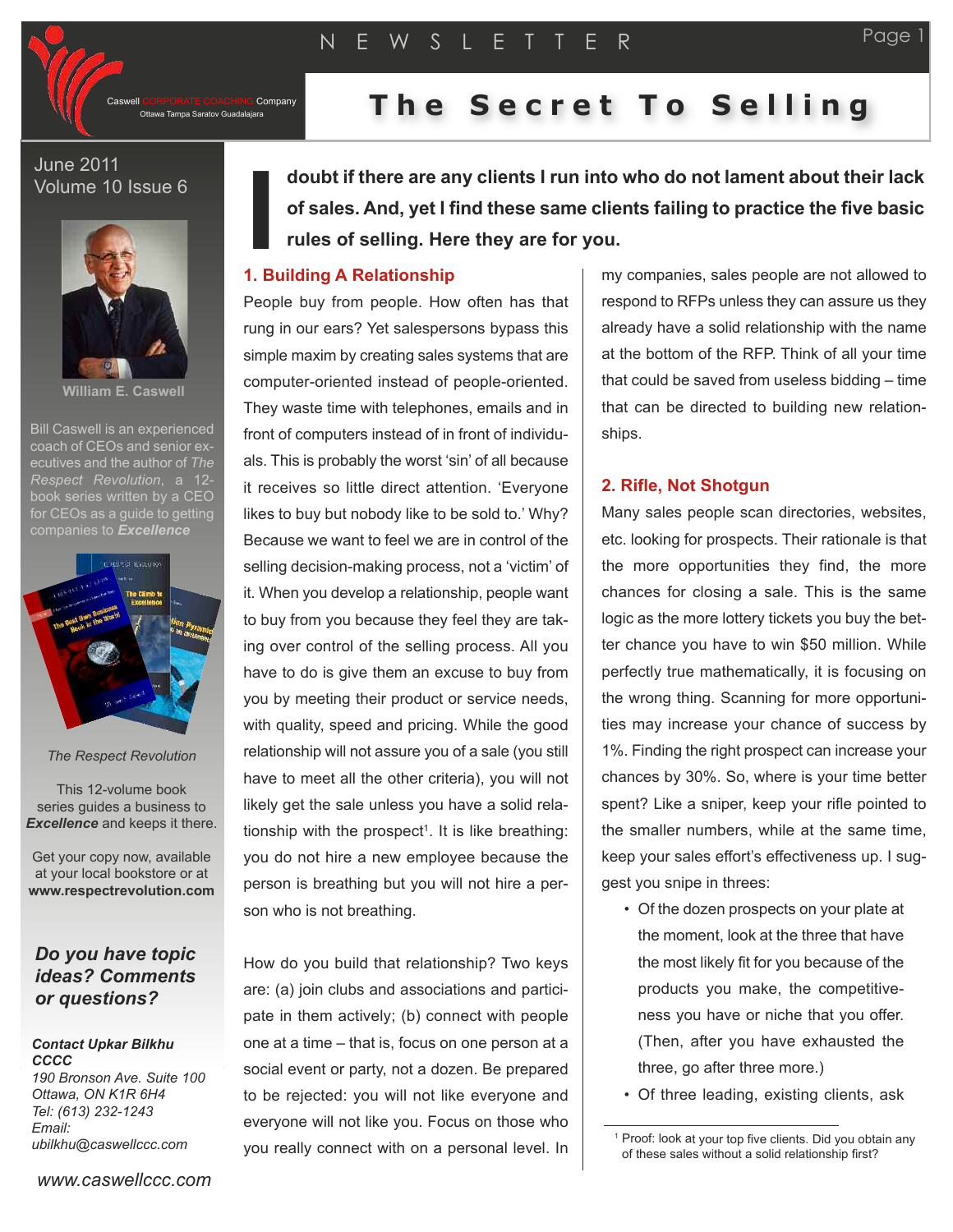# The Secret To Selling

Caswell CORPORATE COACHING Company
Ottawa Tampa Saratov Guadalajara

June 2011
Volume 10 Issue 6

William E. Caswell

Bill Caswell is an experienced coach of CEOs and senior executives and the author of *The Respect Revolution*, a 12-book series written by a CEO for CEOs as a guide to getting companies to ***Excellence***

*The Respect Revolution*

This 12-volume book series guides a business to ***Excellence*** and keeps it there.

Get your copy now, available at your local bookstore or at **www.respectrevolution.com**

***Do you have topic ideas? Comments or questions?***

***Contact Upkar Bilkhu CCCC***
*190 Bronson Ave. Suite 100*
*Ottawa, ON K1R 6H4*
*Tel: (613) 232-1243*
*Email: ubilkhu@caswellccc.com*

*www.caswellccc.com*

**I doubt if there are any clients I run into who do not lament about their lack of sales. And, yet I find these same clients failing to practice the five basic rules of selling. Here they are for you.**

## 1. Building A Relationship

People buy from people. How often has that rung in our ears? Yet salespersons bypass this simple maxim by creating sales systems that are computer-oriented instead of people-oriented. They waste time with telephones, emails and in front of computers instead of in front of individuals. This is probably the worst 'sin' of all because it receives so little direct attention. 'Everyone likes to buy but nobody like to be sold to.' Why? Because we want to feel we are in control of the selling decision-making process, not a 'victim' of it. When you develop a relationship, people want to buy from you because they feel they are taking over control of the selling process. All you have to do is give them an excuse to buy from you by meeting their product or service needs, with quality, speed and pricing. While the good relationship will not assure you of a sale (you still have to meet all the other criteria), you will not likely get the sale unless you have a solid relationship with the prospect[1]. It is like breathing: you do not hire a new employee because the person is breathing but you will not hire a person who is not breathing.

How do you build that relationship? Two keys are: (a) join clubs and associations and participate in them actively; (b) connect with people one at a time – that is, focus on one person at a social event or party, not a dozen. Be prepared to be rejected: you will not like everyone and everyone will not like you. Focus on those who you really connect with on a personal level. In my companies, sales people are not allowed to respond to RFPs unless they can assure us they already have a solid relationship with the name at the bottom of the RFP. Think of all your time that could be saved from useless bidding – time that can be directed to building new relationships.

## 2. Rifle, Not Shotgun

Many sales people scan directories, websites, etc. looking for prospects. Their rationale is that the more opportunities they find, the more chances for closing a sale. This is the same logic as the more lottery tickets you buy the better chance you have to win $50 million. While perfectly true mathematically, it is focusing on the wrong thing. Scanning for more opportunities may increase your chance of success by 1%. Finding the right prospect can increase your chances by 30%. So, where is your time better spent? Like a sniper, keep your rifle pointed to the smaller numbers, while at the same time, keep your sales effort's effectiveness up. I suggest you snipe in threes:

- Of the dozen prospects on your plate at the moment, look at the three that have the most likely fit for you because of the products you make, the competitiveness you have or niche that you offer. (Then, after you have exhausted the three, go after three more.)
- Of three leading, existing clients, ask

[1] Proof: look at your top five clients. Did you obtain any of these sales without a solid relationship first?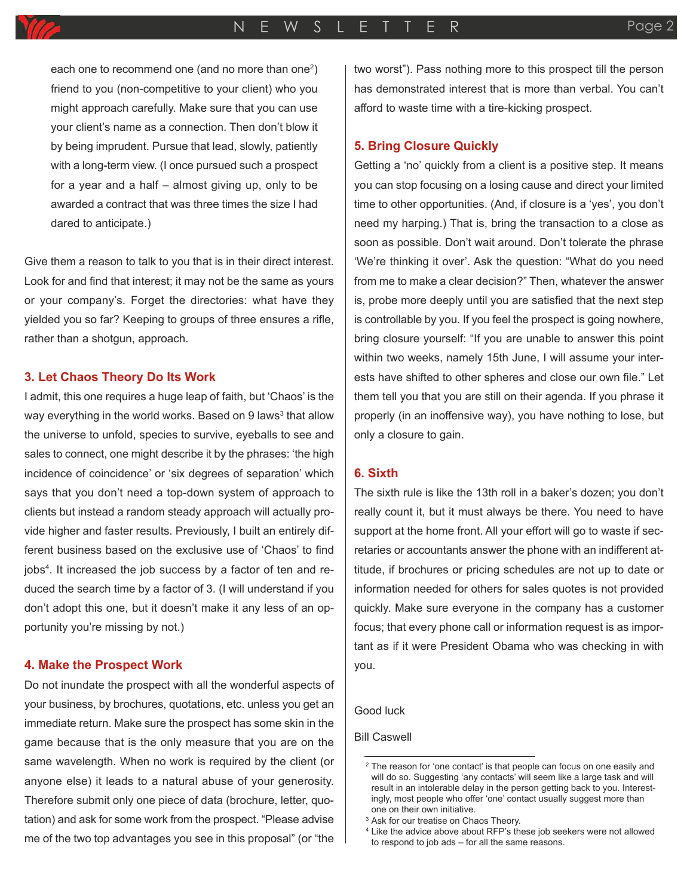each one to recommend one (and no more than one[2]) friend to you (non-competitive to your client) who you might approach carefully. Make sure that you can use your client's name as a connection. Then don't blow it by being imprudent. Pursue that lead, slowly, patiently with a long-term view. (I once pursued such a prospect for a year and a half – almost giving up, only to be awarded a contract that was three times the size I had dared to anticipate.)

Give them a reason to talk to you that is in their direct interest. Look for and find that interest; it may not be the same as yours or your company's. Forget the directories: what have they yielded you so far? Keeping to groups of three ensures a rifle, rather than a shotgun, approach.

### 3. Let Chaos Theory Do Its Work

I admit, this one requires a huge leap of faith, but 'Chaos' is the way everything in the world works. Based on 9 laws[3] that allow the universe to unfold, species to survive, eyeballs to see and sales to connect, one might describe it by the phrases: 'the high incidence of coincidence' or 'six degrees of separation' which says that you don't need a top-down system of approach to clients but instead a random steady approach will actually provide higher and faster results. Previously, I built an entirely different business based on the exclusive use of 'Chaos' to find jobs[4]. It increased the job success by a factor of ten and reduced the search time by a factor of 3. (I will understand if you don't adopt this one, but it doesn't make it any less of an opportunity you're missing by not.)

### 4. Make the Prospect Work

Do not inundate the prospect with all the wonderful aspects of your business, by brochures, quotations, etc. unless you get an immediate return. Make sure the prospect has some skin in the game because that is the only measure that you are on the same wavelength. When no work is required by the client (or anyone else) it leads to a natural abuse of your generosity. Therefore submit only one piece of data (brochure, letter, quotation) and ask for some work from the prospect. "Please advise me of the two top advantages you see in this proposal" (or "the two worst"). Pass nothing more to this prospect till the person has demonstrated interest that is more than verbal. You can't afford to waste time with a tire-kicking prospect.

### 5. Bring Closure Quickly

Getting a 'no' quickly from a client is a positive step. It means you can stop focusing on a losing cause and direct your limited time to other opportunities. (And, if closure is a 'yes', you don't need my harping.) That is, bring the transaction to a close as soon as possible. Don't wait around. Don't tolerate the phrase 'We're thinking it over'. Ask the question: "What do you need from me to make a clear decision?" Then, whatever the answer is, probe more deeply until you are satisfied that the next step is controllable by you. If you feel the prospect is going nowhere, bring closure yourself: "If you are unable to answer this point within two weeks, namely 15th June, I will assume your interests have shifted to other spheres and close our own file." Let them tell you that you are still on their agenda. If you phrase it properly (in an inoffensive way), you have nothing to lose, but only a closure to gain.

### 6. Sixth

The sixth rule is like the 13th roll in a baker's dozen; you don't really count it, but it must always be there. You need to have support at the home front. All your effort will go to waste if secretaries or accountants answer the phone with an indifferent attitude, if brochures or pricing schedules are not up to date or information needed for others for sales quotes is not provided quickly. Make sure everyone in the company has a customer focus; that every phone call or information request is as important as if it were President Obama who was checking in with you.

Good luck

Bill Caswell

---

[2] The reason for 'one contact' is that people can focus on one easily and will do so. Suggesting 'any contacts' will seem like a large task and will result in an intolerable delay in the person getting back to you. Interestingly, most people who offer 'one' contact usually suggest more than one on their own initiative.

[3] Ask for our treatise on Chaos Theory.

[4] Like the advice above about RFP's these job seekers were not allowed to respond to job ads – for all the same reasons.